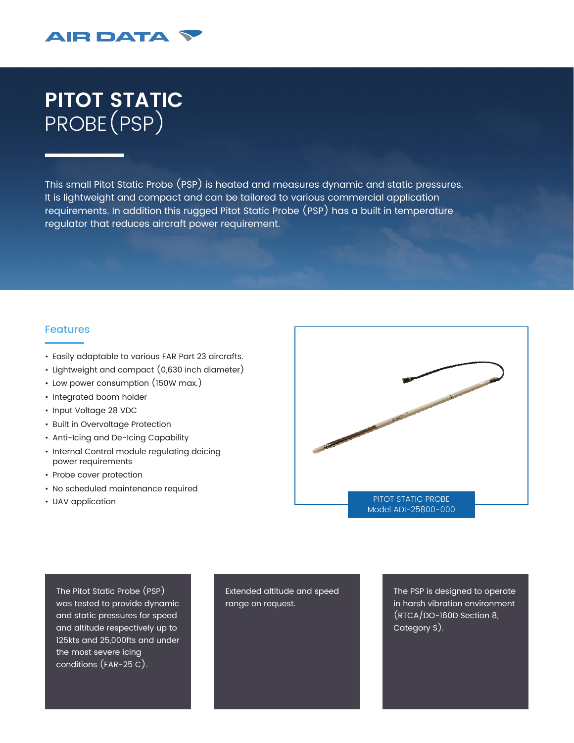AIR DATA

# PITOT STATIC PROBE (PSP)

This small Pitot Static Probe (PSP) is heated and measures dynamic and static pressures. It is lightweight and compact and can be tailored to various commercial application requirements. In addition this rugged Pitot Static Probe (PSP) has a built in temperature regulator that reduces aircraft power requirement.

## Features

- Easily adaptable to various FAR Part 23 aircrafts.
- Lightweight and compact (0,630 inch diameter)
- Low power consumption (150W max.)
- Integrated boom holder
- Input Voltage 28 VDC
- Built in Overvoltage Protection
- Anti-Icing and De-Icing Capability
- Internal Control module regulating deicing power requirements
- Probe cover protection
- No scheduled maintenance required
- UAV application

PITOT STATIC PROBE
Model ADI-25800-000

The Pitot Static Probe (PSP) was tested to provide dynamic and static pressures for speed and altitude respectively up to 125kts and 25,000fts and under the most severe icing conditions (FAR-25 C).

Extended altitude and speed range on request.

The PSP is designed to operate in harsh vibration environment (RTCA/DO-160D Section 8, Category S).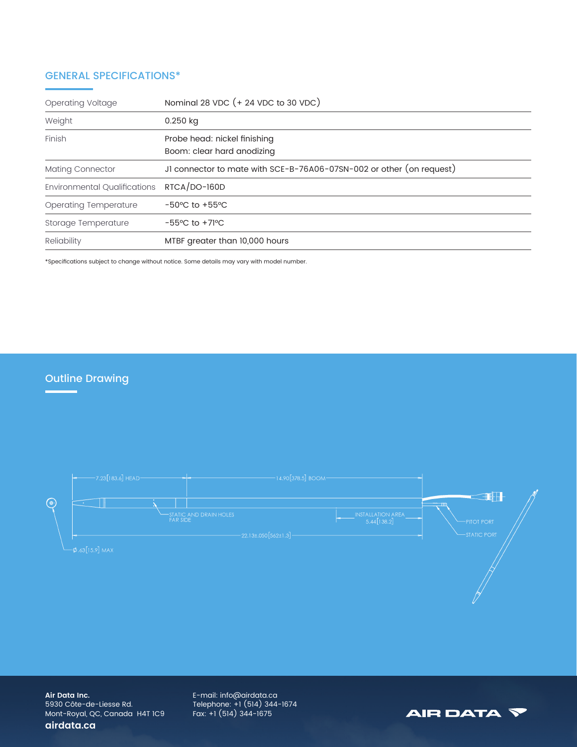## GENERAL SPECIFICATIONS*

| | |
|---|---|
| Operating Voltage | Nominal 28 VDC (+ 24 VDC to 30 VDC) |
| Weight | 0.250 kg |
| Finish | Probe head: nickel finishing<br>Boom: clear hard anodizing |
| Mating Connector | J1 connector to mate with SCE-B-76A06-07SN-002 or other (on request) |
| Environmental Qualifications | RTCA/DO-160D |
| Operating Temperature | -50°C to +55°C |
| Storage Temperature | -55°C to +71°C |
| Reliability | MTBF greater than 10,000 hours |

*Specifications subject to change without notice. Some details may vary with model number.

## Outline Drawing

7.23[183.6] HEAD

14.90[378.5] BOOM

STATIC AND DRAIN HOLES FAR SIDE

INSTALLATION AREA 5.44[138.2]

PITOT PORT

STATIC PORT

22.13±.050[562±1.3]

Ø.63[15.9] MAX

**Air Data Inc.**
5930 Côte-de-Liesse Rd.
Mont-Royal, QC, Canada H4T 1C9
**airdata.ca**

E-mail: info@airdata.ca
Telephone: +1 (514) 344-1674
Fax: +1 (514) 344-1675

AIR DATA